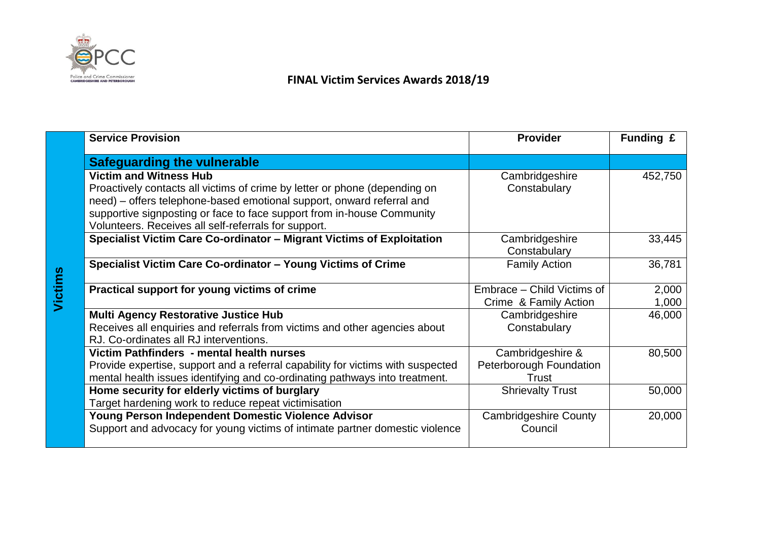## FINAL Victim Services Awards 2018/19

| | Service Provision | Provider | Funding £ |
|---|---|---|---|
| Victims | **Safeguarding the vulnerable** | | |
| | **Victim and Witness Hub** Proactively contacts all victims of crime by letter or phone (depending on need) – offers telephone-based emotional support, onward referral and supportive signposting or face to face support from in-house Community Volunteers. Receives all self-referrals for support. | Cambridgeshire Constabulary | 452,750 |
| | **Specialist Victim Care Co-ordinator – Migrant Victims of Exploitation** | Cambridgeshire Constabulary | 33,445 |
| | **Specialist Victim Care Co-ordinator – Young Victims of Crime** | Family Action | 36,781 |
| | **Practical support for young victims of crime** | Embrace – Child Victims of Crime & Family Action | 2,000 1,000 |
| | **Multi Agency Restorative Justice Hub** Receives all enquiries and referrals from victims and other agencies about RJ. Co-ordinates all RJ interventions. | Cambridgeshire Constabulary | 46,000 |
| | **Victim Pathfinders - mental health nurses** Provide expertise, support and a referral capability for victims with suspected mental health issues identifying and co-ordinating pathways into treatment. | Cambridgeshire & Peterborough Foundation Trust | 80,500 |
| | **Home security for elderly victims of burglary** Target hardening work to reduce repeat victimisation | Shrievalty Trust | 50,000 |
| | **Young Person Independent Domestic Violence Advisor** Support and advocacy for young victims of intimate partner domestic violence | Cambridgeshire County Council | 20,000 |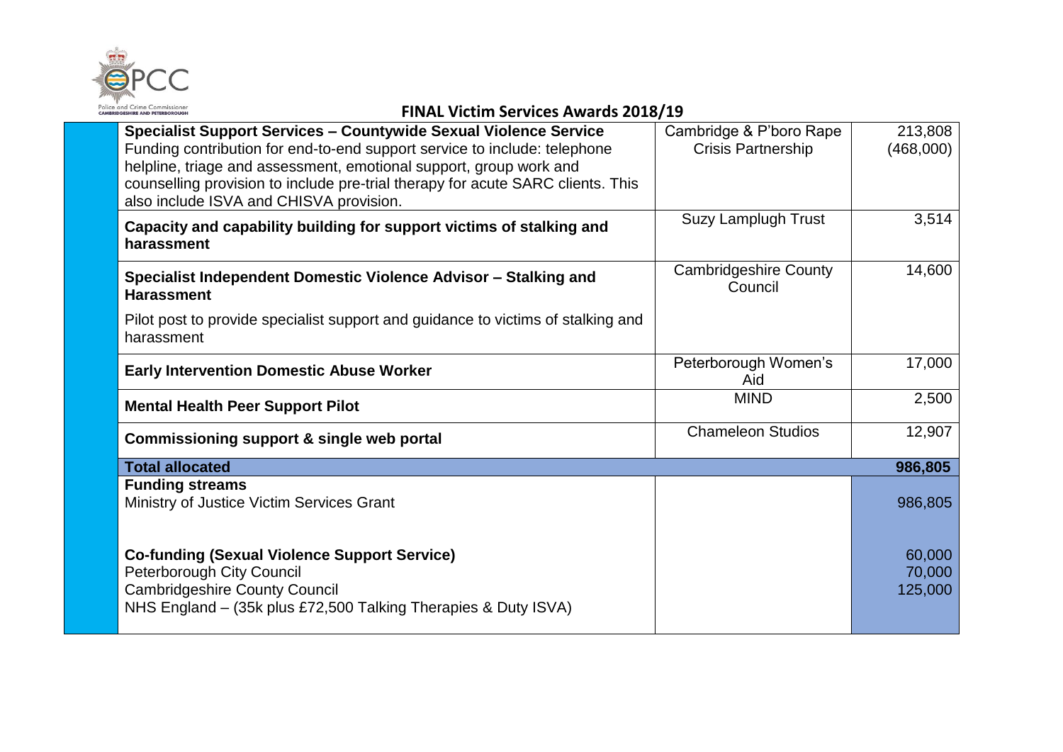## FINAL Victim Services Awards 2018/19

| | | |
|---|---|---|
| **Specialist Support Services – Countywide Sexual Violence Service**<br>Funding contribution for end-to-end support service to include: telephone helpline, triage and assessment, emotional support, group work and counselling provision to include pre-trial therapy for acute SARC clients. This also include ISVA and CHISVA provision. | Cambridge & P'boro Rape Crisis Partnership | 213,808<br>(468,000) |
| **Capacity and capability building for support victims of stalking and harassment** | Suzy Lamplugh Trust | 3,514 |
| **Specialist Independent Domestic Violence Advisor – Stalking and Harassment**<br>Pilot post to provide specialist support and guidance to victims of stalking and harassment | Cambridgeshire County Council | 14,600 |
| **Early Intervention Domestic Abuse Worker** | Peterborough Women's Aid | 17,000 |
| **Mental Health Peer Support Pilot** | MIND | 2,500 |
| **Commissioning support & single web portal** | Chameleon Studios | 12,907 |
| **Total allocated** | | **986,805** |
| **Funding streams**<br>Ministry of Justice Victim Services Grant | | 986,805 |
| **Co-funding (Sexual Violence Support Service)**<br>Peterborough City Council<br>Cambridgeshire County Council<br>NHS England – (35k plus £72,500 Talking Therapies & Duty ISVA) | | 60,000<br>70,000<br>125,000 |